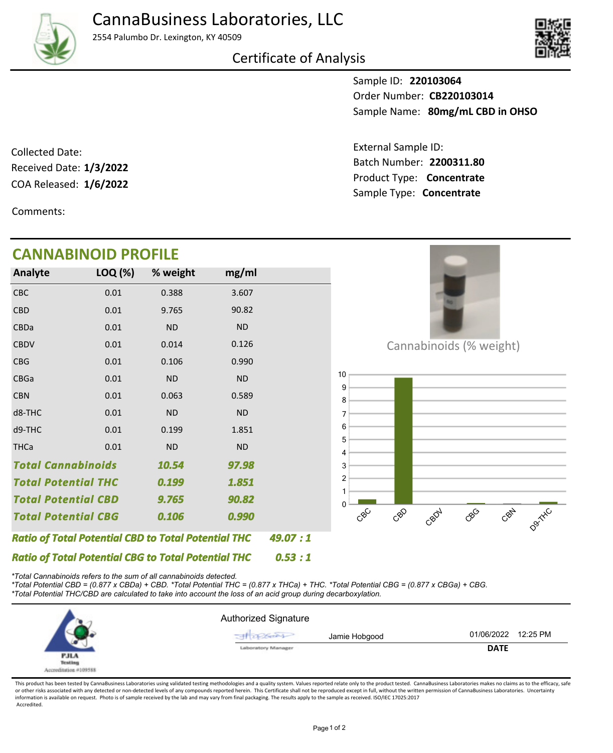# CannaBusiness Laboratories, LLC

2554 Palumbo Dr. Lexington, KY 40509

## Certificate of Analysis

Sample ID: **220103064**
Order Number: **CB220103014**
Sample Name: **80mg/mL CBD in OHSO**

Collected Date:
Received Date: **1/3/2022**
COA Released: **1/6/2022**

External Sample ID:
Batch Number: **2200311.80**
Product Type: **Concentrate**
Sample Type: **Concentrate**

Comments:

## CANNABINOID PROFILE

| Analyte | LOQ (%) | % weight | mg/ml |
|---|---|---|---|
| CBC | 0.01 | 0.388 | 3.607 |
| CBD | 0.01 | 9.765 | 90.82 |
| CBDa | 0.01 | ND | ND |
| CBDV | 0.01 | 0.014 | 0.126 |
| CBG | 0.01 | 0.106 | 0.990 |
| CBGa | 0.01 | ND | ND |
| CBN | 0.01 | 0.063 | 0.589 |
| d8-THC | 0.01 | ND | ND |
| d9-THC | 0.01 | 0.199 | 1.851 |
| THCa | 0.01 | ND | ND |
| ***Total Cannabinoids*** | | ***10.54*** | ***97.98*** |
| ***Total Potential THC*** | | ***0.199*** | ***1.851*** |
| ***Total Potential CBD*** | | ***9.765*** | ***90.82*** |
| ***Total Potential CBG*** | | ***0.106*** | ***0.990*** |

***Ratio of Total Potential CBD to Total Potential THC*** ***49.07 : 1***

***Ratio of Total Potential CBG to Total Potential THC*** ***0.53 : 1***

Cannabinoids (% weight)

| CBC | CBD | CBDV | CBG | CBN | D9-THC |
|---|---|---|---|---|---|

*\*Total Cannabinoids refers to the sum of all cannabinoids detected.*
*\*Total Potential CBD = (0.877 x CBDa) + CBD. \*Total Potential THC = (0.877 x THCa) + THC. \*Total Potential CBG = (0.877 x CBGa) + CBG.*
*\*Total Potential THC/CBD are calculated to take into account the loss of an acid group during decarboxylation.*

PJLA Testing Accreditation #109588

Authorized Signature

Jamie Hobgood — Laboratory Manager

01/06/2022 12:25 PM

**DATE**

This product has been tested by CannaBusiness Laboratories using validated testing methodologies and a quality system. Values reported relate only to the product tested. CannaBusiness Laboratories makes no claims as to the efficacy, safety or other risks associated with any detected or non-detected levels of any compounds reported herein. This Certificate shall not be reproduced except in full, without the written permission of CannaBusiness Laboratories. Uncertainty information is available on request. Photo is of sample received by the lab and may vary from final packaging. The results apply to the sample as received. ISO/IEC 17025:2017 Accredited.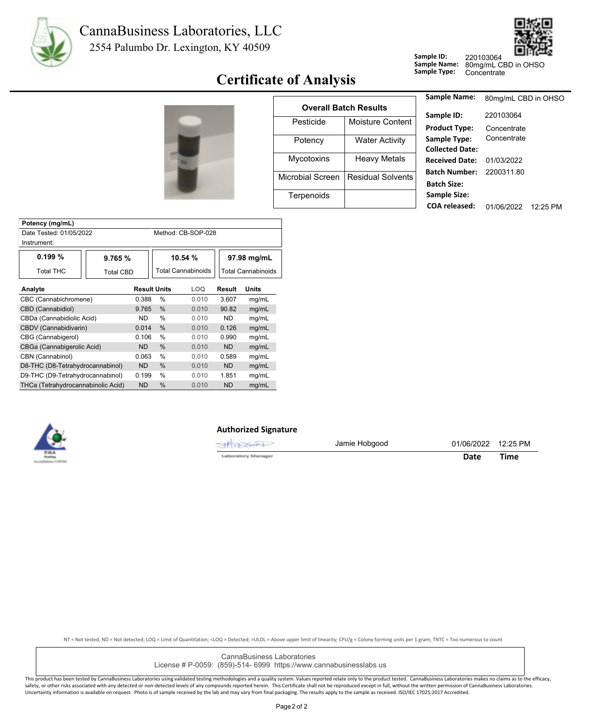# CannaBusiness Laboratories, LLC

2554 Palumbo Dr. Lexington, KY 40509

**Sample ID:** 220103064
**Sample Name:** 80mg/mL CBD in OHSO
**Sample Type:** Concentrate

## Certificate of Analysis

| Overall Batch Results | |
|---|---|
| Pesticide | Moisture Content |
| Potency | Water Activity |
| Mycotoxins | Heavy Metals |
| Microbial Screen | Residual Solvents |
| Terpenoids | |

**Sample Name:** 80mg/mL CBD in OHSO
**Sample ID:** 220103064
**Product Type:** Concentrate
**Sample Type:** Concentrate
**Collected Date:**
**Received Date:** 01/03/2022
**Batch Number:** 2200311.80
**Batch Size:**
**Sample Size:**
**COA released:** 01/06/2022 12:25 PM

### Potency (mg/mL)

Date Tested: 01/05/2022
Method: CB-SOP-028
Instrument:

| 0.199 % | 9.765 % | 10.54 % | 97.98 mg/mL |
|---|---|---|---|
| Total THC | Total CBD | Total Cannabinoids | Total Cannabinoids |

| Analyte | Result | Units | LOQ | Result | Units |
|---|---|---|---|---|---|
| CBC (Cannabichromene) | 0.388 | % | 0.010 | 3.607 | mg/mL |
| CBD (Cannabidiol) | 9.765 | % | 0.010 | 90.82 | mg/mL |
| CBDa (Cannabidiolic Acid) | ND | % | 0.010 | ND | mg/mL |
| CBDV (Cannabidivarin) | 0.014 | % | 0.010 | 0.126 | mg/mL |
| CBG (Cannabigerol) | 0.106 | % | 0.010 | 0.990 | mg/mL |
| CBGa (Cannabigerolic Acid) | ND | % | 0.010 | ND | mg/mL |
| CBN (Cannabinol) | 0.063 | % | 0.010 | 0.589 | mg/mL |
| D8-THC (D8-Tetrahydrocannabinol) | ND | % | 0.010 | ND | mg/mL |
| D9-THC (D9-Tetrahydrocannabinol) | 0.199 | % | 0.010 | 1.851 | mg/mL |
| THCa (Tetrahydrocannabinolic Acid) | ND | % | 0.010 | ND | mg/mL |

PJLA Testing Accreditation #109555

**Authorized Signature**

Jamie Hobgood — Laboratory Manager — 01/06/2022 12:25 PM

| Date | Time |
|---|---|
| 01/06/2022 | 12:25 PM |

NT = Not tested, ND = Not detected; LOQ = Limit of Quantitation; <LOQ = Detected; >ULOL = Above upper limit of linearity; CFU/g = Colony forming units per 1 gram; TNTC = Too numerous to count

CannaBusiness Laboratories
License # P-0059: (859)-514- 6999 https://www.cannabusinesslabs.us

This product has been tested by CannaBusiness Laboratories using validated testing methodologies and a quality system. Values reported relate only to the product tested. CannaBusiness Laboratories makes no claims as to the efficacy, safety, or other risks associated with any detected or non-detected levels of any compounds reported herein. This Certificate shall not be reproduced except in full, without the written permission of CannaBusiness Laboratories. Uncertainty information is available on request. Photo is of sample received by the lab and may vary from final packaging. The results apply to the sample as received. ISO/IEC 17025:2017 Accredited.